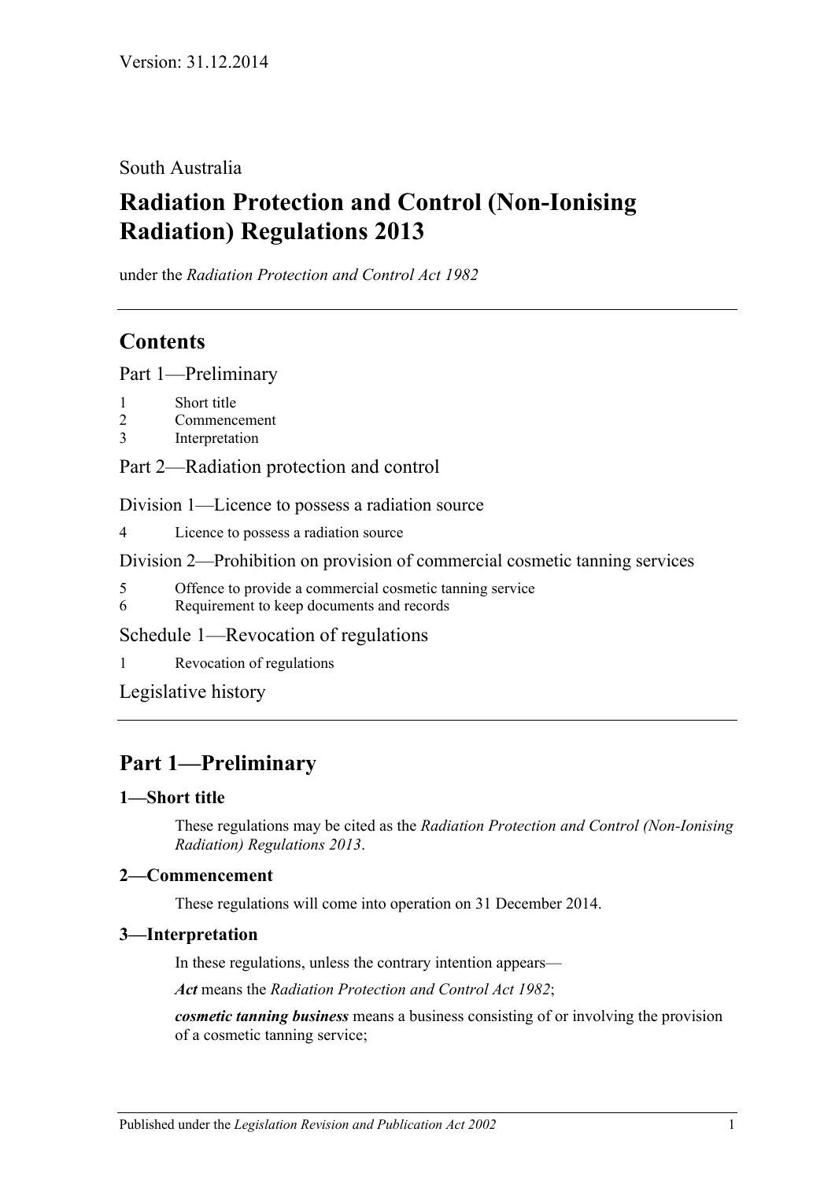Version: 31.12.2014

South Australia

# Radiation Protection and Control (Non-Ionising Radiation) Regulations 2013

under the *Radiation Protection and Control Act 1982*

## Contents

Part 1—Preliminary

1 Short title
2 Commencement
3 Interpretation

Part 2—Radiation protection and control

Division 1—Licence to possess a radiation source

4 Licence to possess a radiation source

Division 2—Prohibition on provision of commercial cosmetic tanning services

5 Offence to provide a commercial cosmetic tanning service
6 Requirement to keep documents and records

Schedule 1—Revocation of regulations

1 Revocation of regulations

Legislative history

## Part 1—Preliminary

### 1—Short title

These regulations may be cited as the *Radiation Protection and Control (Non-Ionising Radiation) Regulations 2013*.

### 2—Commencement

These regulations will come into operation on 31 December 2014.

### 3—Interpretation

In these regulations, unless the contrary intention appears—

***Act*** means the *Radiation Protection and Control Act 1982*;

***cosmetic tanning business*** means a business consisting of or involving the provision of a cosmetic tanning service;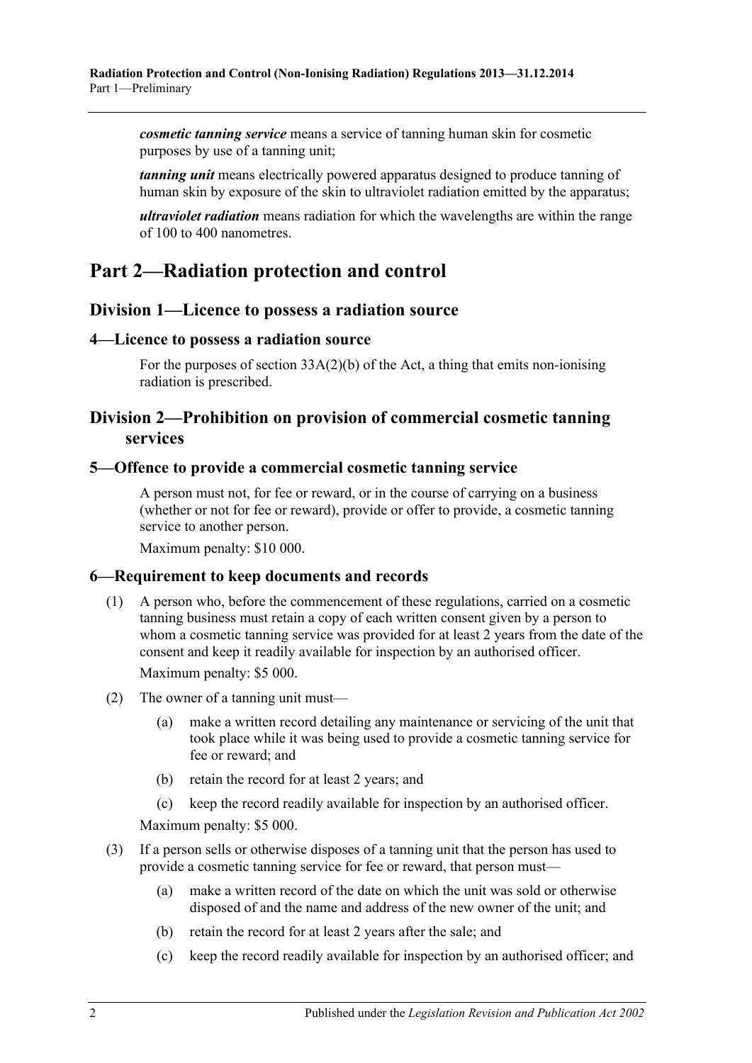***cosmetic tanning service*** means a service of tanning human skin for cosmetic purposes by use of a tanning unit;

***tanning unit*** means electrically powered apparatus designed to produce tanning of human skin by exposure of the skin to ultraviolet radiation emitted by the apparatus;

***ultraviolet radiation*** means radiation for which the wavelengths are within the range of 100 to 400 nanometres.

# Part 2—Radiation protection and control

## Division 1—Licence to possess a radiation source

### 4—Licence to possess a radiation source

For the purposes of section 33A(2)(b) of the Act, a thing that emits non-ionising radiation is prescribed.

## Division 2—Prohibition on provision of commercial cosmetic tanning services

### 5—Offence to provide a commercial cosmetic tanning service

A person must not, for fee or reward, or in the course of carrying on a business (whether or not for fee or reward), provide or offer to provide, a cosmetic tanning service to another person.

Maximum penalty: $10 000.

### 6—Requirement to keep documents and records

(1) A person who, before the commencement of these regulations, carried on a cosmetic tanning business must retain a copy of each written consent given by a person to whom a cosmetic tanning service was provided for at least 2 years from the date of the consent and keep it readily available for inspection by an authorised officer.

Maximum penalty: $5 000.

(2) The owner of a tanning unit must—

(a) make a written record detailing any maintenance or servicing of the unit that took place while it was being used to provide a cosmetic tanning service for fee or reward; and

(b) retain the record for at least 2 years; and

(c) keep the record readily available for inspection by an authorised officer.

Maximum penalty: $5 000.

(3) If a person sells or otherwise disposes of a tanning unit that the person has used to provide a cosmetic tanning service for fee or reward, that person must—

(a) make a written record of the date on which the unit was sold or otherwise disposed of and the name and address of the new owner of the unit; and

(b) retain the record for at least 2 years after the sale; and

(c) keep the record readily available for inspection by an authorised officer; and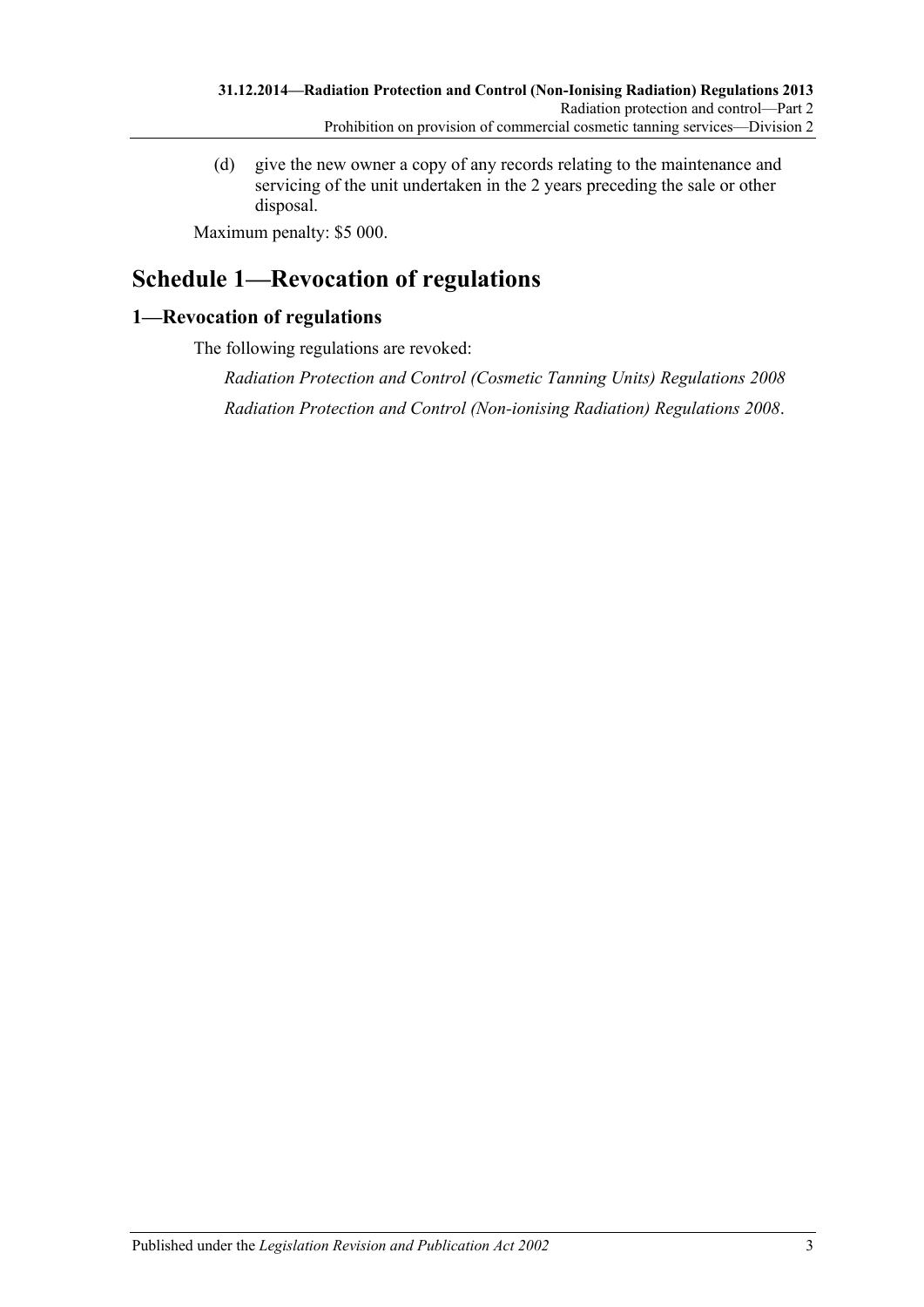(d) give the new owner a copy of any records relating to the maintenance and servicing of the unit undertaken in the 2 years preceding the sale or other disposal.

Maximum penalty: $5 000.

# Schedule 1—Revocation of regulations

## 1—Revocation of regulations

The following regulations are revoked:

*Radiation Protection and Control (Cosmetic Tanning Units) Regulations 2008*

*Radiation Protection and Control (Non-ionising Radiation) Regulations 2008*.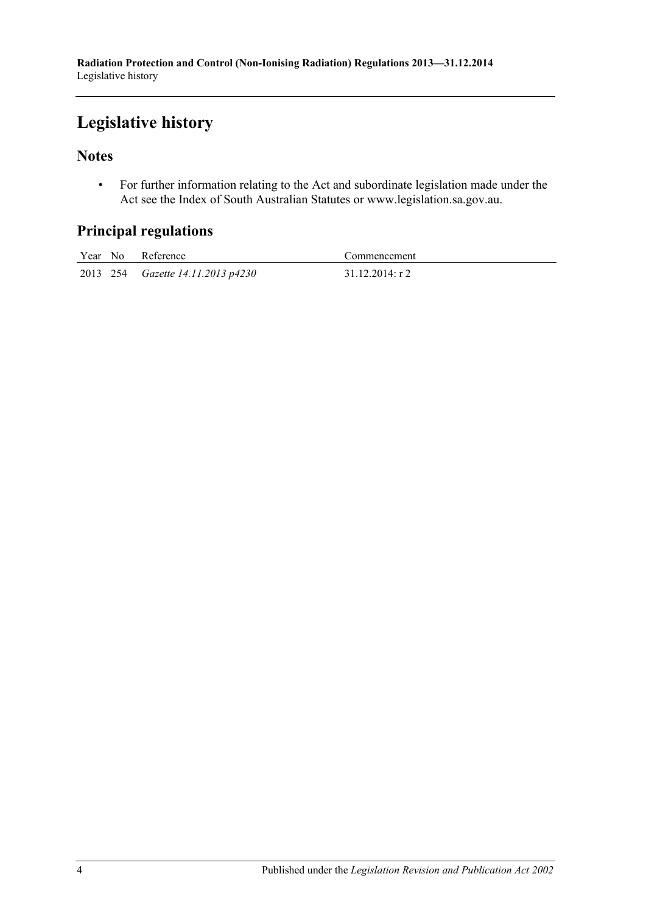# Legislative history

## Notes

- For further information relating to the Act and subordinate legislation made under the Act see the Index of South Australian Statutes or www.legislation.sa.gov.au.

## Principal regulations

| Year | No | Reference | Commencement |
|---|---|---|---|
| 2013 | 254 | *Gazette 14.11.2013 p4230* | 31.12.2014: r 2 |